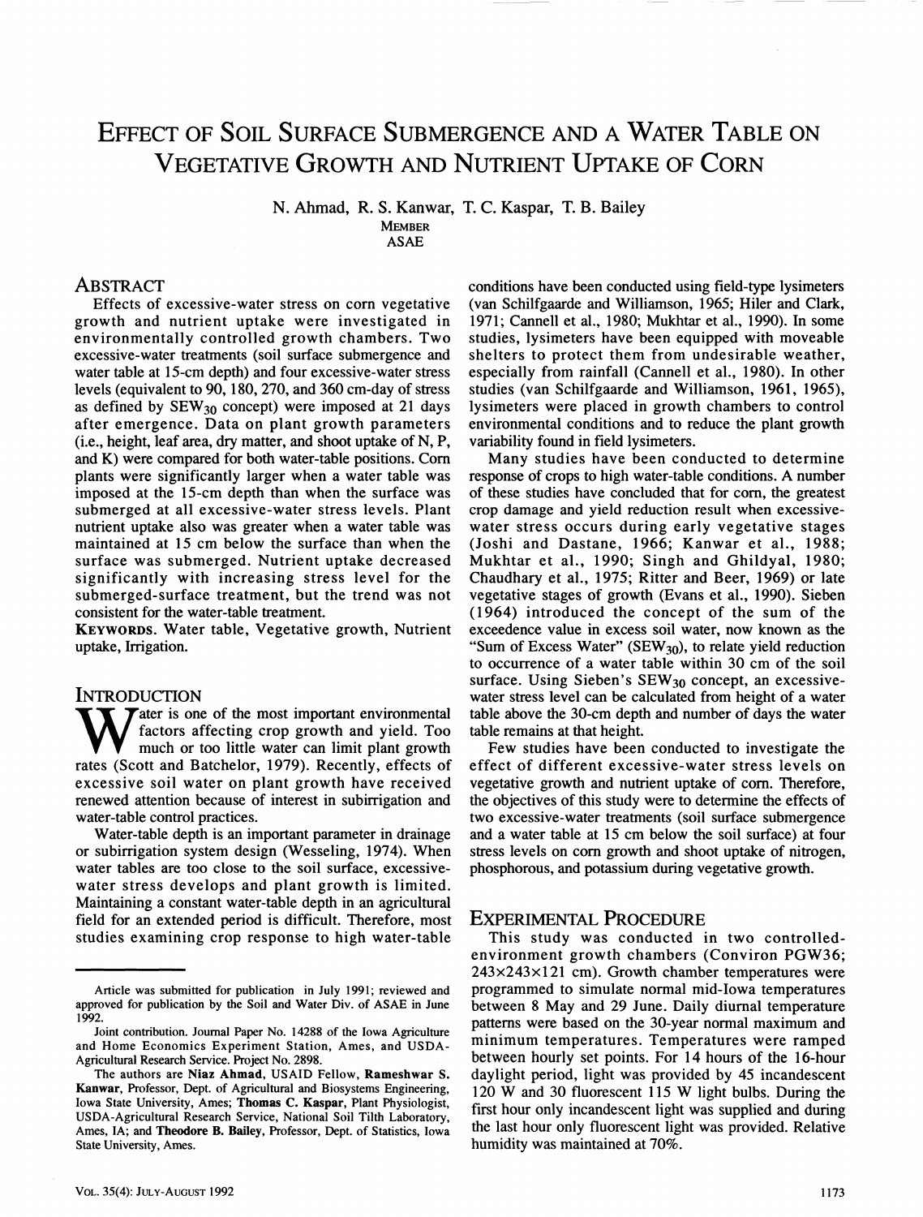# EFFECT OF SOIL SURFACE SUBMERGENCE AND A WATER TABLE ON VEGETATIVE GROWTH AND NUTRIENT UPTAKE OF CORN

N. Ahmad, R. S. Kanwar, T. C. Kaspar, T. B. Bailey

MEMBER
ASAE

## ABSTRACT

Effects of excessive-water stress on corn vegetative growth and nutrient uptake were investigated in environmentally controlled growth chambers. Two excessive-water treatments (soil surface submergence and water table at 15-cm depth) and four excessive-water stress levels (equivalent to 90, 180, 270, and 360 cm-day of stress as defined by $SEW_{30}$ concept) were imposed at 21 days after emergence. Data on plant growth parameters (i.e., height, leaf area, dry matter, and shoot uptake of N, P, and K) were compared for both water-table positions. Corn plants were significantly larger when a water table was imposed at the 15-cm depth than when the surface was submerged at all excessive-water stress levels. Plant nutrient uptake also was greater when a water table was maintained at 15 cm below the surface than when the surface was submerged. Nutrient uptake decreased significantly with increasing stress level for the submerged-surface treatment, but the trend was not consistent for the water-table treatment.

**KEYWORDS.** Water table, Vegetative growth, Nutrient uptake, Irrigation.

## INTRODUCTION

Water is one of the most important environmental factors affecting crop growth and yield. Too much or too little water can limit plant growth rates (Scott and Batchelor, 1979). Recently, effects of excessive soil water on plant growth have received renewed attention because of interest in subirrigation and water-table control practices.

Water-table depth is an important parameter in drainage or subirrigation system design (Wesseling, 1974). When water tables are too close to the soil surface, excessive-water stress develops and plant growth is limited. Maintaining a constant water-table depth in an agricultural field for an extended period is difficult. Therefore, most studies examining crop response to high water-table conditions have been conducted using field-type lysimeters (van Schilfgaarde and Williamson, 1965; Hiler and Clark, 1971; Cannell et al., 1980; Mukhtar et al., 1990). In some studies, lysimeters have been equipped with moveable shelters to protect them from undesirable weather, especially from rainfall (Cannell et al., 1980). In other studies (van Schilfgaarde and Williamson, 1961, 1965), lysimeters were placed in growth chambers to control environmental conditions and to reduce the plant growth variability found in field lysimeters.

Many studies have been conducted to determine response of crops to high water-table conditions. A number of these studies have concluded that for corn, the greatest crop damage and yield reduction result when excessive-water stress occurs during early vegetative stages (Joshi and Dastane, 1966; Kanwar et al., 1988; Mukhtar et al., 1990; Singh and Ghildyal, 1980; Chaudhary et al., 1975; Ritter and Beer, 1969) or late vegetative stages of growth (Evans et al., 1990). Sieben (1964) introduced the concept of the sum of the exceedence value in excess soil water, now known as the "Sum of Excess Water" ($SEW_{30}$), to relate yield reduction to occurrence of a water table within 30 cm of the soil surface. Using Sieben's $SEW_{30}$ concept, an excessive-water stress level can be calculated from height of a water table above the 30-cm depth and number of days the water table remains at that height.

Few studies have been conducted to investigate the effect of different excessive-water stress levels on vegetative growth and nutrient uptake of corn. Therefore, the objectives of this study were to determine the effects of two excessive-water treatments (soil surface submergence and a water table at 15 cm below the soil surface) at four stress levels on corn growth and shoot uptake of nitrogen, phosphorous, and potassium during vegetative growth.

## EXPERIMENTAL PROCEDURE

This study was conducted in two controlled-environment growth chambers (Conviron PGW36; 243×243×121 cm). Growth chamber temperatures were programmed to simulate normal mid-Iowa temperatures between 8 May and 29 June. Daily diurnal temperature patterns were based on the 30-year normal maximum and minimum temperatures. Temperatures were ramped between hourly set points. For 14 hours of the 16-hour daylight period, light was provided by 45 incandescent 120 W and 30 fluorescent 115 W light bulbs. During the first hour only incandescent light was supplied and during the last hour only fluorescent light was provided. Relative humidity was maintained at 70%.

---

Article was submitted for publication in July 1991; reviewed and approved for publication by the Soil and Water Div. of ASAE in June 1992.

Joint contribution. Journal Paper No. 14288 of the Iowa Agriculture and Home Economics Experiment Station, Ames, and USDA-Agricultural Research Service. Project No. 2898.

The authors are **Niaz Ahmad**, USAID Fellow, **Rameshwar S. Kanwar**, Professor, Dept. of Agricultural and Biosystems Engineering, Iowa State University, Ames; **Thomas C. Kaspar**, Plant Physiologist, USDA-Agricultural Research Service, National Soil Tilth Laboratory, Ames, IA; and **Theodore B. Bailey**, Professor, Dept. of Statistics, Iowa State University, Ames.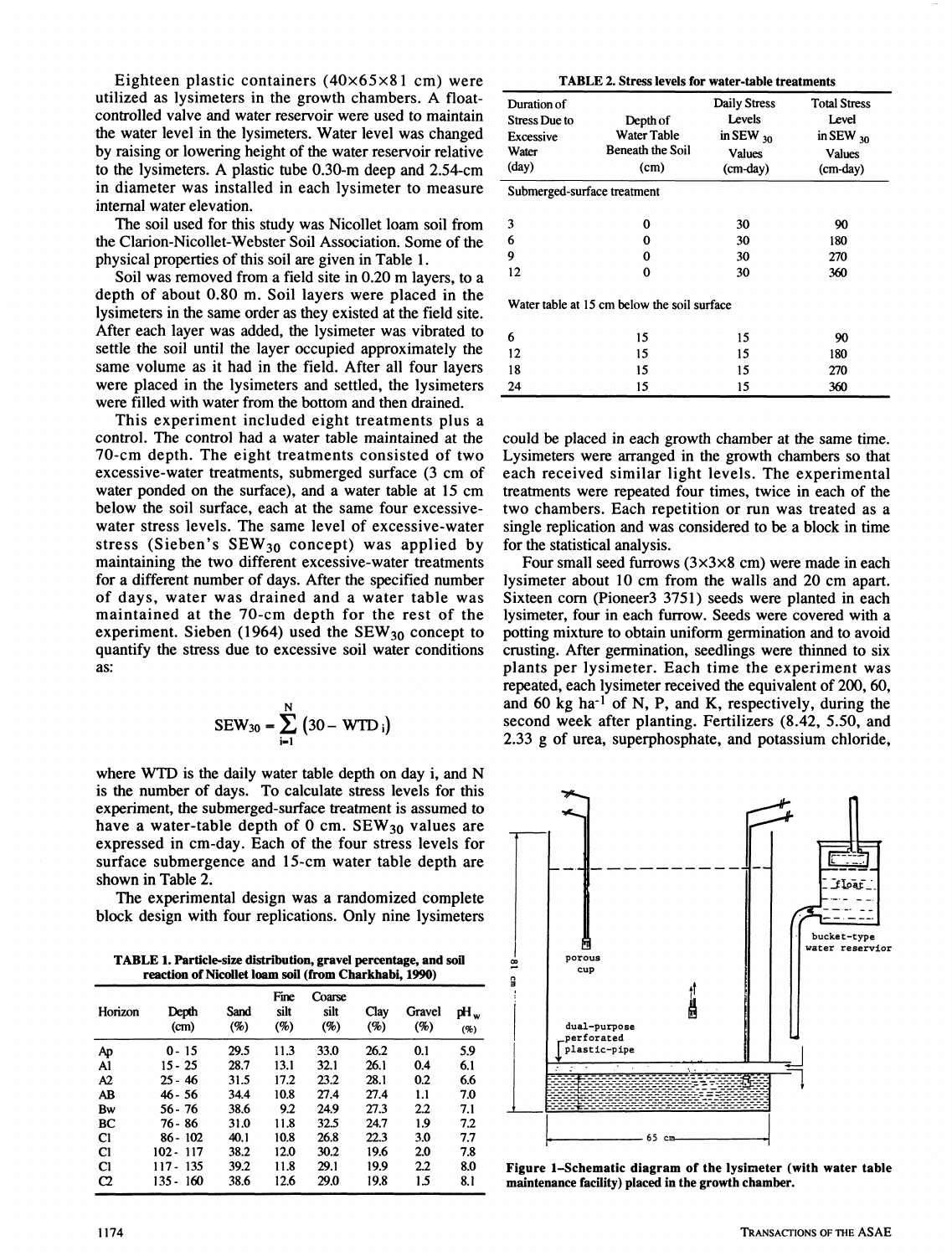Eighteen plastic containers (40×65×81 cm) were utilized as lysimeters in the growth chambers. A float-controlled valve and water reservoir were used to maintain the water level in the lysimeters. Water level was changed by raising or lowering height of the water reservoir relative to the lysimeters. A plastic tube 0.30-m deep and 2.54-cm in diameter was installed in each lysimeter to measure internal water elevation.

The soil used for this study was Nicollet loam soil from the Clarion-Nicollet-Webster Soil Association. Some of the physical properties of this soil are given in Table 1.

Soil was removed from a field site in 0.20 m layers, to a depth of about 0.80 m. Soil layers were placed in the lysimeters in the same order as they existed at the field site. After each layer was added, the lysimeter was vibrated to settle the soil until the layer occupied approximately the same volume as it had in the field. After all four layers were placed in the lysimeters and settled, the lysimeters were filled with water from the bottom and then drained.

This experiment included eight treatments plus a control. The control had a water table maintained at the 70-cm depth. The eight treatments consisted of two excessive-water treatments, submerged surface (3 cm of water ponded on the surface), and a water table at 15 cm below the soil surface, each at the same four excessive-water stress levels. The same level of excessive-water stress (Sieben's $SEW_{30}$ concept) was applied by maintaining the two different excessive-water treatments for a different number of days. After the specified number of days, water was drained and a water table was maintained at the 70-cm depth for the rest of the experiment. Sieben (1964) used the $SEW_{30}$ concept to quantify the stress due to excessive soil water conditions as:

$$SEW_{30} = \sum_{i=1}^{N} (30 - WTD_i)$$

where WTD is the daily water table depth on day i, and N is the number of days. To calculate stress levels for this experiment, the submerged-surface treatment is assumed to have a water-table depth of 0 cm. $SEW_{30}$ values are expressed in cm-day. Each of the four stress levels for surface submergence and 15-cm water table depth are shown in Table 2.

The experimental design was a randomized complete block design with four replications. Only nine lysimeters could be placed in each growth chamber at the same time. Lysimeters were arranged in the growth chambers so that each received similar light levels. The experimental treatments were repeated four times, twice in each of the two chambers. Each repetition or run was treated as a single replication and was considered to be a block in time for the statistical analysis.

Four small seed furrows (3×3×8 cm) were made in each lysimeter about 10 cm from the walls and 20 cm apart. Sixteen corn (Pioneer3 3751) seeds were planted in each lysimeter, four in each furrow. Seeds were covered with a potting mixture to obtain uniform germination and to avoid crusting. After germination, seedlings were thinned to six plants per lysimeter. Each time the experiment was repeated, each lysimeter received the equivalent of 200, 60, and 60 kg ha$^{-1}$ of N, P, and K, respectively, during the second week after planting. Fertilizers (8.42, 5.50, and 2.33 g of urea, superphosphate, and potassium chloride,

**TABLE 1. Particle-size distribution, gravel percentage, and soil reaction of Nicollet loam soil (from Charkhabi, 1990)**

| Horizon | Depth (cm) | Sand (%) | Fine silt (%) | Coarse silt (%) | Clay (%) | Gravel (%) | $pH_w$ (%) |
|---|---|---|---|---|---|---|---|
| Ap | 0 - 15 | 29.5 | 11.3 | 33.0 | 26.2 | 0.1 | 5.9 |
| A1 | 15 - 25 | 28.7 | 13.1 | 32.1 | 26.1 | 0.4 | 6.1 |
| A2 | 25 - 46 | 31.5 | 17.2 | 23.2 | 28.1 | 0.2 | 6.6 |
| AB | 46 - 56 | 34.4 | 10.8 | 27.4 | 27.4 | 1.1 | 7.0 |
| Bw | 56 - 76 | 38.6 | 9.2 | 24.9 | 27.3 | 2.2 | 7.1 |
| BC | 76 - 86 | 31.0 | 11.8 | 32.5 | 24.7 | 1.9 | 7.2 |
| C1 | 86 - 102 | 40.1 | 10.8 | 26.8 | 22.3 | 3.0 | 7.7 |
| C1 | 102 - 117 | 38.2 | 12.0 | 30.2 | 19.6 | 2.0 | 7.8 |
| C1 | 117 - 135 | 39.2 | 11.8 | 29.1 | 19.9 | 2.2 | 8.0 |
| C2 | 135 - 160 | 38.6 | 12.6 | 29.0 | 19.8 | 1.5 | 8.1 |

**TABLE 2. Stress levels for water-table treatments**

| Duration of Stress Due to Excessive Water (day) | Depth of Water Table Beneath the Soil (cm) | Daily Stress Levels in $SEW_{30}$ Values (cm-day) | Total Stress Level in $SEW_{30}$ Values (cm-day) |
|---|---|---|---|
| *Submerged-surface treatment* | | | |
| 3 | 0 | 30 | 90 |
| 6 | 0 | 30 | 180 |
| 9 | 0 | 30 | 270 |
| 12 | 0 | 30 | 360 |
| *Water table at 15 cm below the soil surface* | | | |
| 6 | 15 | 15 | 90 |
| 12 | 15 | 15 | 180 |
| 18 | 15 | 15 | 270 |
| 24 | 15 | 15 | 360 |

**Figure 1–Schematic diagram of the lysimeter (with water table maintenance facility) placed in the growth chamber.**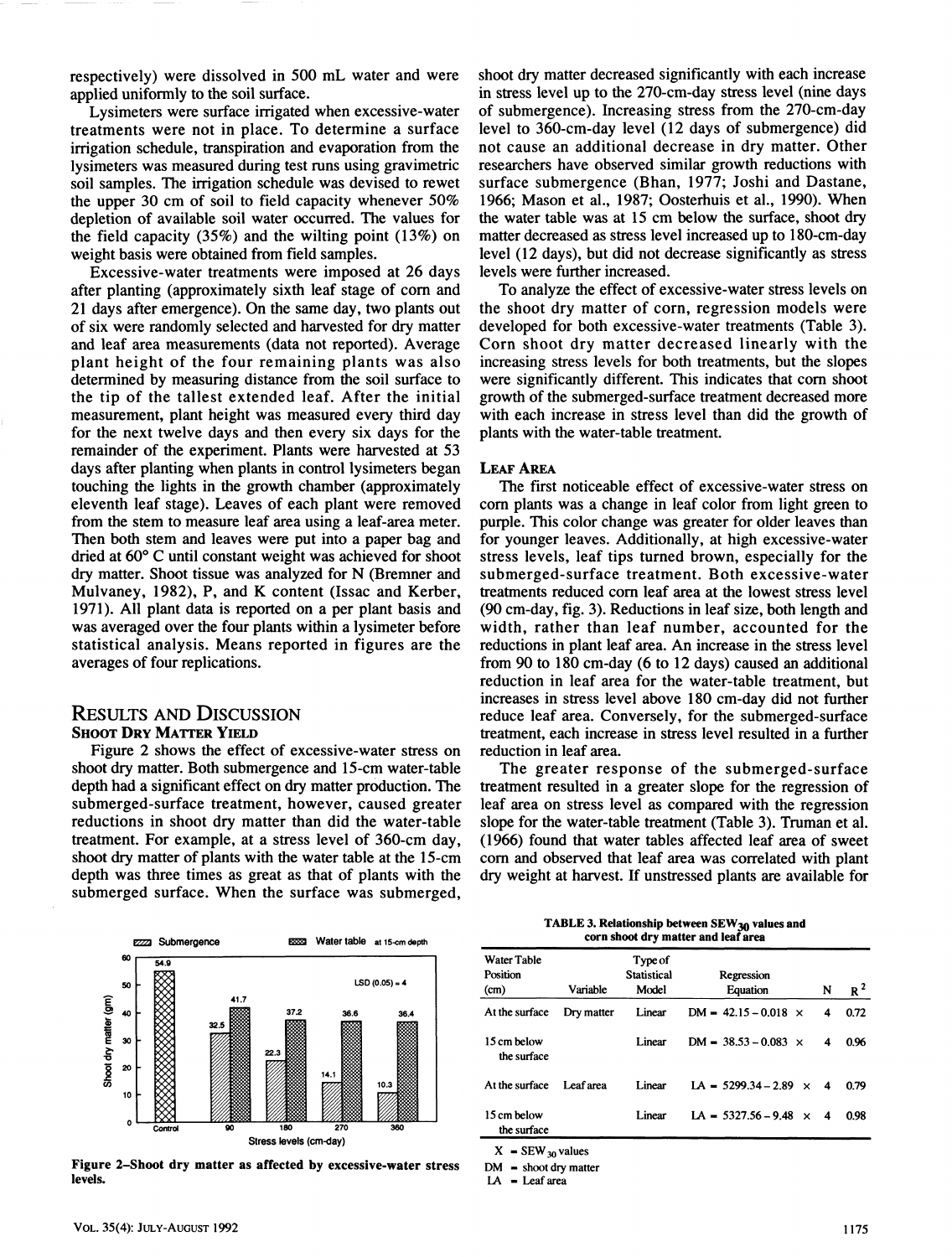respectively) were dissolved in 500 mL water and were applied uniformly to the soil surface.

Lysimeters were surface irrigated when excessive-water treatments were not in place. To determine a surface irrigation schedule, transpiration and evaporation from the lysimeters was measured during test runs using gravimetric soil samples. The irrigation schedule was devised to rewet the upper 30 cm of soil to field capacity whenever 50% depletion of available soil water occurred. The values for the field capacity (35%) and the wilting point (13%) on weight basis were obtained from field samples.

Excessive-water treatments were imposed at 26 days after planting (approximately sixth leaf stage of corn and 21 days after emergence). On the same day, two plants out of six were randomly selected and harvested for dry matter and leaf area measurements (data not reported). Average plant height of the four remaining plants was also determined by measuring distance from the soil surface to the tip of the tallest extended leaf. After the initial measurement, plant height was measured every third day for the next twelve days and then every six days for the remainder of the experiment. Plants were harvested at 53 days after planting when plants in control lysimeters began touching the lights in the growth chamber (approximately eleventh leaf stage). Leaves of each plant were removed from the stem to measure leaf area using a leaf-area meter. Then both stem and leaves were put into a paper bag and dried at 60° C until constant weight was achieved for shoot dry matter. Shoot tissue was analyzed for N (Bremner and Mulvaney, 1982), P, and K content (Issac and Kerber, 1971). All plant data is reported on a per plant basis and was averaged over the four plants within a lysimeter before statistical analysis. Means reported in figures are the averages of four replications.

## Results and Discussion

### Shoot Dry Matter Yield

Figure 2 shows the effect of excessive-water stress on shoot dry matter. Both submergence and 15-cm water-table depth had a significant effect on dry matter production. The submerged-surface treatment, however, caused greater reductions in shoot dry matter than did the water-table treatment. For example, at a stress level of 360-cm day, shoot dry matter of plants with the water table at the 15-cm depth was three times as great as that of plants with the submerged surface. When the surface was submerged, shoot dry matter decreased significantly with each increase in stress level up to the 270-cm-day stress level (nine days of submergence). Increasing stress from the 270-cm-day level to 360-cm-day level (12 days of submergence) did not cause an additional decrease in dry matter. Other researchers have observed similar growth reductions with surface submergence (Bhan, 1977; Joshi and Dastane, 1966; Mason et al., 1987; Oosterhuis et al., 1990). When the water table was at 15 cm below the surface, shoot dry matter decreased as stress level increased up to 180-cm-day level (12 days), but did not decrease significantly as stress levels were further increased.

Figure 2–Shoot dry matter as affected by excessive-water stress levels.

To analyze the effect of excessive-water stress levels on the shoot dry matter of corn, regression models were developed for both excessive-water treatments (Table 3). Corn shoot dry matter decreased linearly with the increasing stress levels for both treatments, but the slopes were significantly different. This indicates that corn shoot growth of the submerged-surface treatment decreased more with each increase in stress level than did the growth of plants with the water-table treatment.

### Leaf Area

The first noticeable effect of excessive-water stress on corn plants was a change in leaf color from light green to purple. This color change was greater for older leaves than for younger leaves. Additionally, at high excessive-water stress levels, leaf tips turned brown, especially for the submerged-surface treatment. Both excessive-water treatments reduced corn leaf area at the lowest stress level (90 cm-day, fig. 3). Reductions in leaf size, both length and width, rather than leaf number, accounted for the reductions in plant leaf area. An increase in the stress level from 90 to 180 cm-day (6 to 12 days) caused an additional reduction in leaf area for the water-table treatment, but increases in stress level above 180 cm-day did not further reduce leaf area. Conversely, for the submerged-surface treatment, each increase in stress level resulted in a further reduction in leaf area.

The greater response of the submerged-surface treatment resulted in a greater slope for the regression of leaf area on stress level as compared with the regression slope for the water-table treatment (Table 3). Truman et al. (1966) found that water tables affected leaf area of sweet corn and observed that leaf area was correlated with plant dry weight at harvest. If unstressed plants are available for

**TABLE 3. Relationship between $SEW_{30}$ values and corn shoot dry matter and leaf area**

| Water Table Position (cm) | Variable | Type of Statistical Model | Regression Equation | N | $R^2$ |
|---|---|---|---|---|---|
| At the surface | Dry matter | Linear | $DM = 42.15 - 0.018 \times$ | 4 | 0.72 |
| 15 cm below the surface | | Linear | $DM = 38.53 - 0.083 \times$ | 4 | 0.96 |
| At the surface | Leaf area | Linear | $LA = 5299.34 - 2.89 \times$ | 4 | 0.79 |
| 15 cm below the surface | | Linear | $LA = 5327.56 - 9.48 \times$ | 4 | 0.98 |

X = $SEW_{30}$ values
DM = shoot dry matter
LA = Leaf area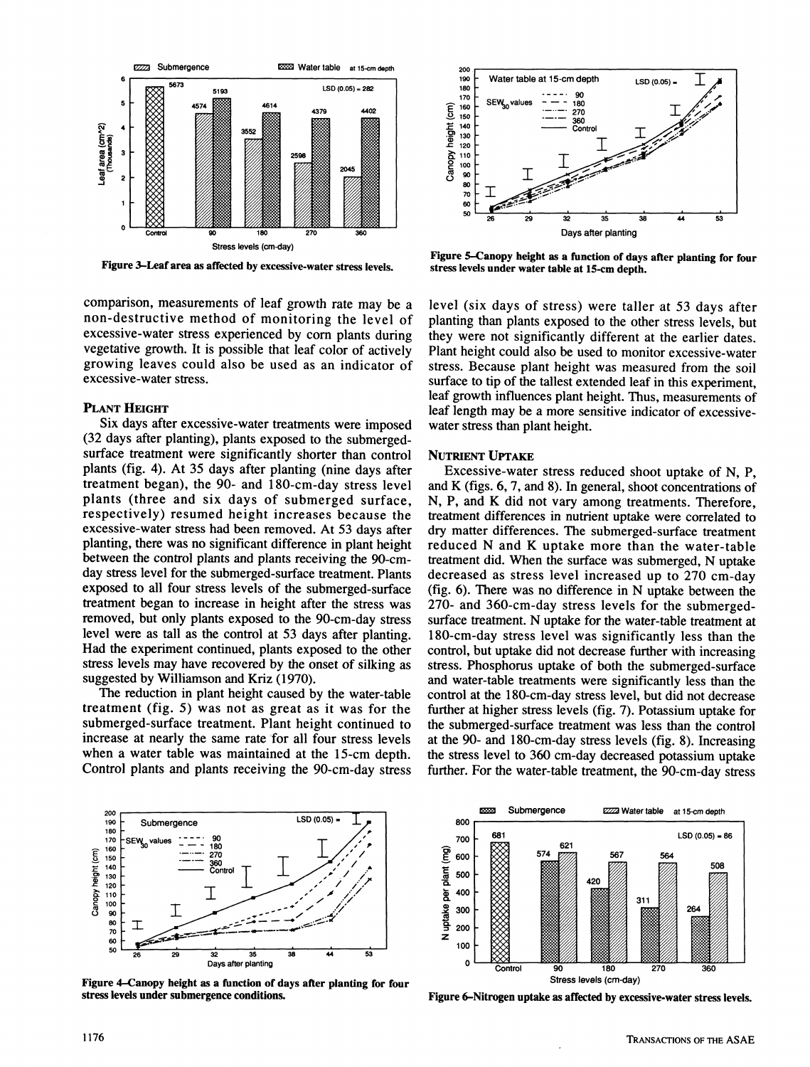Submergence

Water table at 15-cm depth

LSD (0.05) = 282

Leaf area (cm^2) (Thousands)

5673

5193

4574

4614

3552

4379

2598

4402

2045

Control

90

180

270

360

Stress levels (cm-day)

Figure 3–Leaf area as affected by excessive-water stress levels.

Water table at 15-cm depth

LSD (0.05) =

$SEW_{30}$ values

90

180

270

360

Control

Canopy height (cm)

Days after planting

Figure 5–Canopy height as a function of days after planting for four stress levels under water table at 15-cm depth.

comparison, measurements of leaf growth rate may be a non-destructive method of monitoring the level of excessive-water stress experienced by corn plants during vegetative growth. It is possible that leaf color of actively growing leaves could also be used as an indicator of excessive-water stress.

## PLANT HEIGHT

Six days after excessive-water treatments were imposed (32 days after planting), plants exposed to the submerged-surface treatment were significantly shorter than control plants (fig. 4). At 35 days after planting (nine days after treatment began), the 90- and 180-cm-day stress level plants (three and six days of submerged surface, respectively) resumed height increases because the excessive-water stress had been removed. At 53 days after planting, there was no significant difference in plant height between the control plants and plants receiving the 90-cm-day stress level for the submerged-surface treatment. Plants exposed to all four stress levels of the submerged-surface treatment began to increase in height after the stress was removed, but only plants exposed to the 90-cm-day stress level were as tall as the control at 53 days after planting. Had the experiment continued, plants exposed to the other stress levels may have recovered by the onset of silking as suggested by Williamson and Kriz (1970).

The reduction in plant height caused by the water-table treatment (fig. 5) was not as great as it was for the submerged-surface treatment. Plant height continued to increase at nearly the same rate for all four stress levels when a water table was maintained at the 15-cm depth. Control plants and plants receiving the 90-cm-day stress level (six days of stress) were taller at 53 days after planting than plants exposed to the other stress levels, but they were not significantly different at the earlier dates. Plant height could also be used to monitor excessive-water stress. Because plant height was measured from the soil surface to tip of the tallest extended leaf in this experiment, leaf growth influences plant height. Thus, measurements of leaf length may be a more sensitive indicator of excessive-water stress than plant height.

## NUTRIENT UPTAKE

Excessive-water stress reduced shoot uptake of N, P, and K (figs. 6, 7, and 8). In general, shoot concentrations of N, P, and K did not vary among treatments. Therefore, treatment differences in nutrient uptake were correlated to dry matter differences. The submerged-surface treatment reduced N and K uptake more than the water-table treatment did. When the surface was submerged, N uptake decreased as stress level increased up to 270 cm-day (fig. 6). There was no difference in N uptake between the 270- and 360-cm-day stress levels for the submerged-surface treatment. N uptake for the water-table treatment at 180-cm-day stress level was significantly less than the control, but uptake did not decrease further with increasing stress. Phosphorus uptake of both the submerged-surface and water-table treatments were significantly less than the control at the 180-cm-day stress level, but did not decrease further at higher stress levels (fig. 7). Potassium uptake for the submerged-surface treatment was less than the control at the 90- and 180-cm-day stress levels (fig. 8). Increasing the stress level to 360 cm-day decreased potassium uptake further. For the water-table treatment, the 90-cm-day stress

Submergence

LSD (0.05) =

$SEW_{30}$ values

90

180

270

360

Control

Canopy height (cm)

Days after planting

Figure 4–Canopy height as a function of days after planting for four stress levels under submergence conditions.

Submergence

Water table at 15-cm depth

LSD (0.05) = 86

N uptake per plant (mg)

681

574

621

420

567

311

564

264

508

Control

90

180

270

360

Stress levels (cm-day)

Figure 6–Nitrogen uptake as affected by excessive-water stress levels.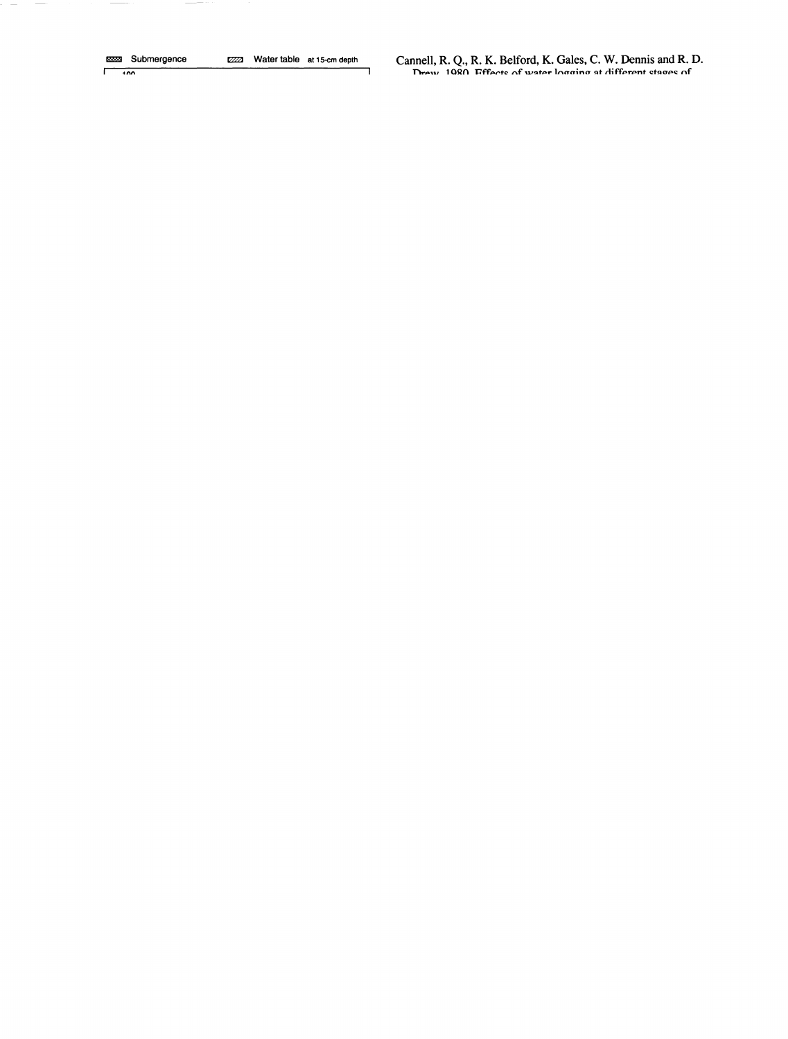Submergence

Water table at 15-cm depth

100

Cannell, R. Q., R. K. Belford, K. Gales, C. W. Dennis and R. D. Drew. 1980. Effects of water logging at different stages of